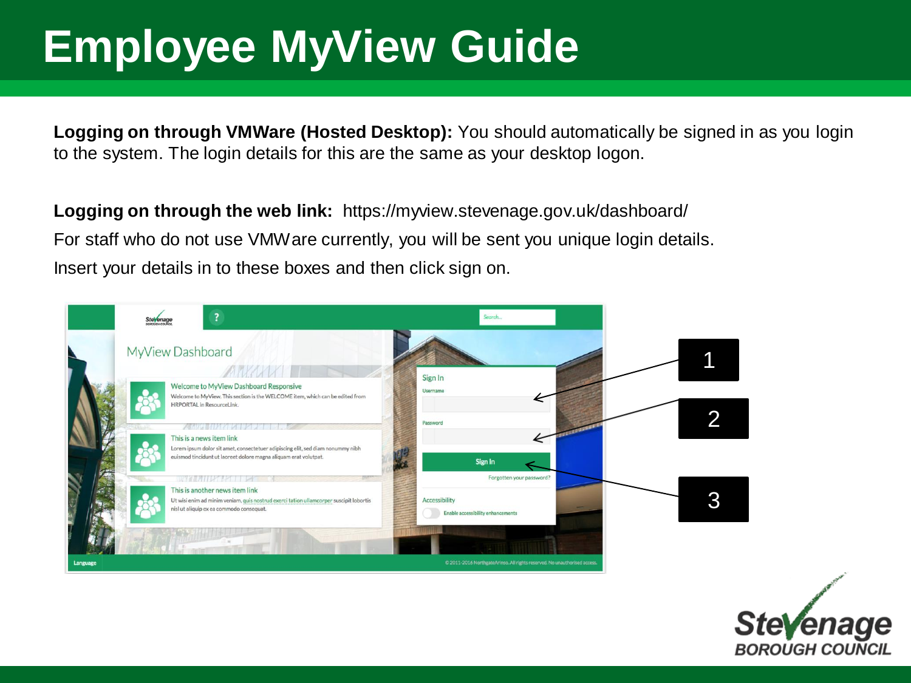# Employee MyView Guide

**Logging on through VMWare (Hosted Desktop):** You should automatically be signed in as you login to the system. The login details for this are the same as your desktop logon.

**Logging on through the web link:** https://myview.stevenage.gov.uk/dashboard/

For staff who do not use VMWare currently, you will be sent you unique login details.

Insert your details in to these boxes and then click sign on.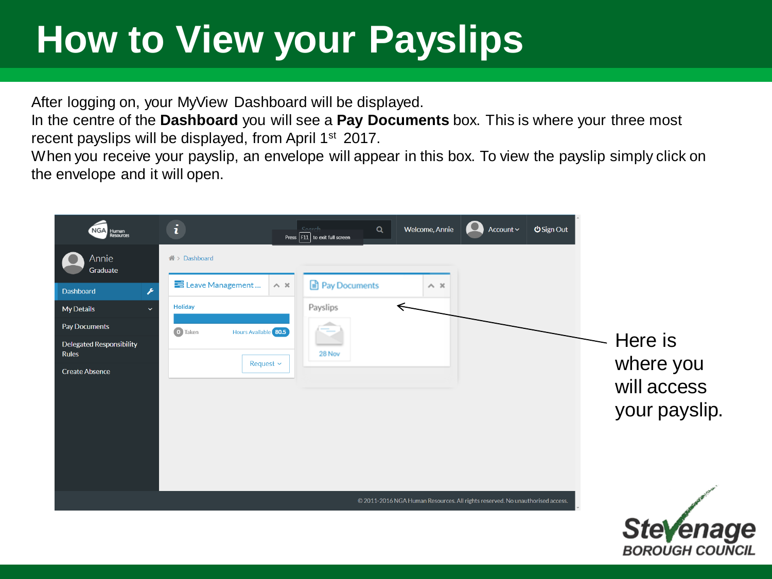# How to View your Payslips

After logging on, your MyView Dashboard will be displayed.
In the centre of the **Dashboard** you will see a **Pay Documents** box. This is where your three most recent payslips will be displayed, from April 1$^{st}$ 2017.
When you receive your payslip, an envelope will appear in this box. To view the payslip simply click on the envelope and it will open.

Here is where you will access your payslip.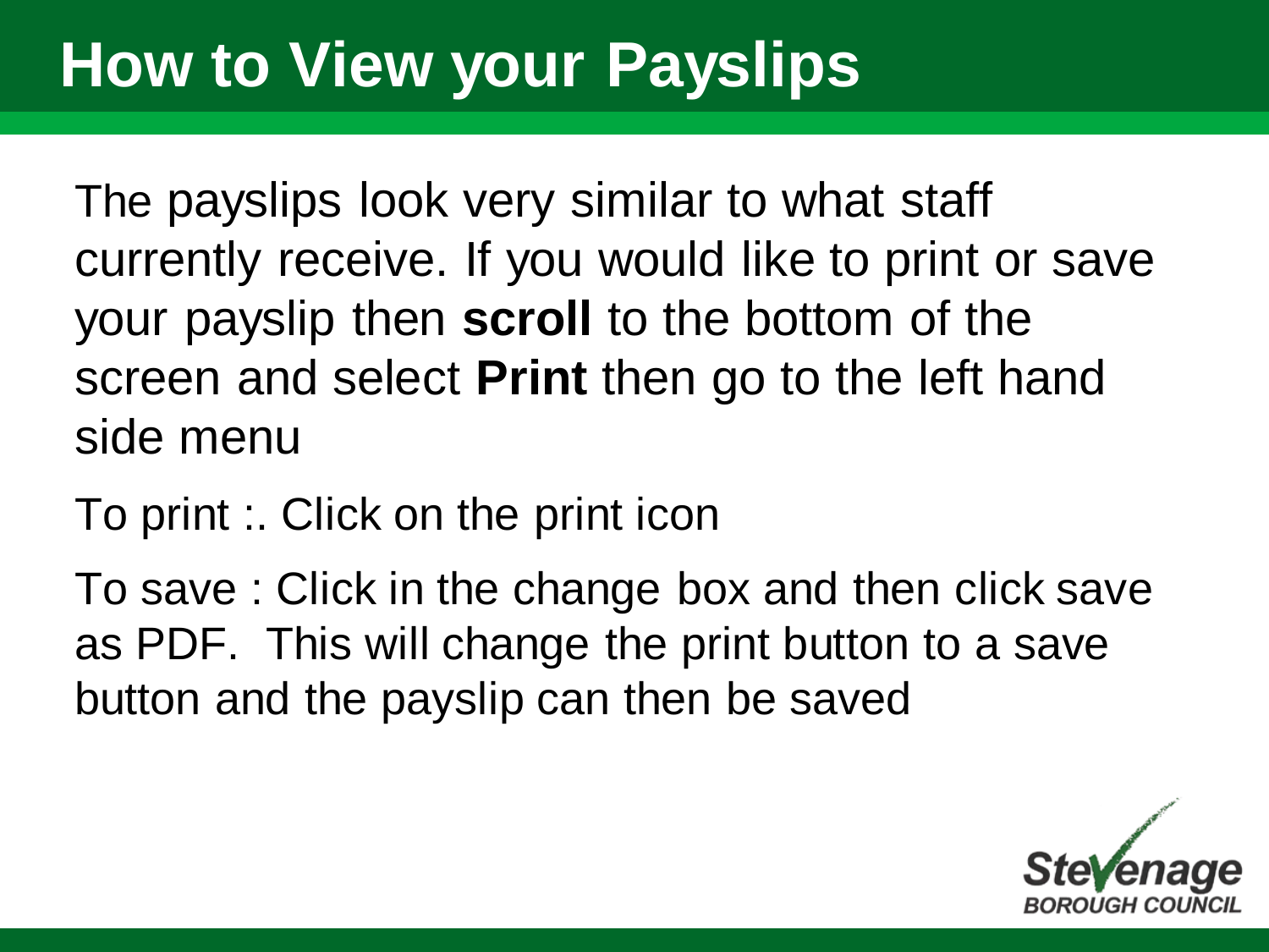# How to View your Payslips

The payslips look very similar to what staff currently receive. If you would like to print or save your payslip then **scroll** to the bottom of the screen and select **Print** then go to the left hand side menu

To print :. Click on the print icon

To save : Click in the change box and then click save as PDF. This will change the print button to a save button and the payslip can then be saved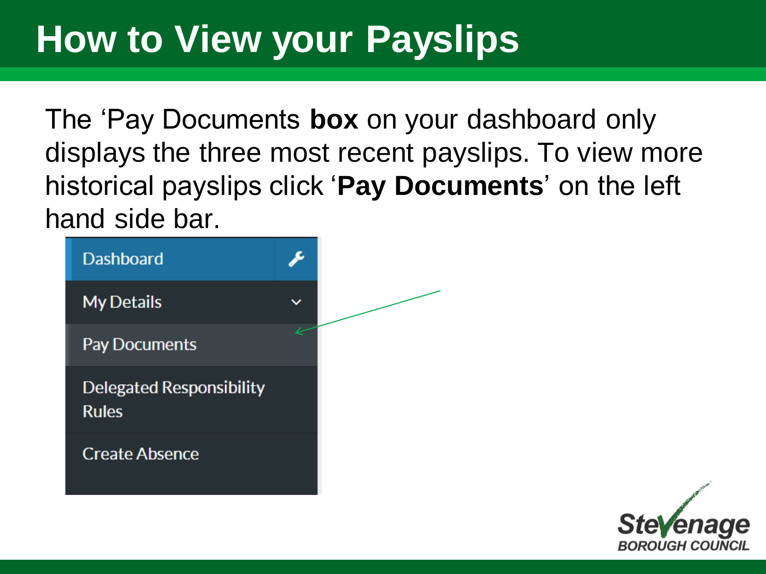# How to View your Payslips

The 'Pay Documents **box** on your dashboard only displays the three most recent payslips. To view more historical payslips click '**Pay Documents**' on the left hand side bar.

- Dashboard
- My Details
- Pay Documents
- Delegated Responsibility Rules
- Create Absence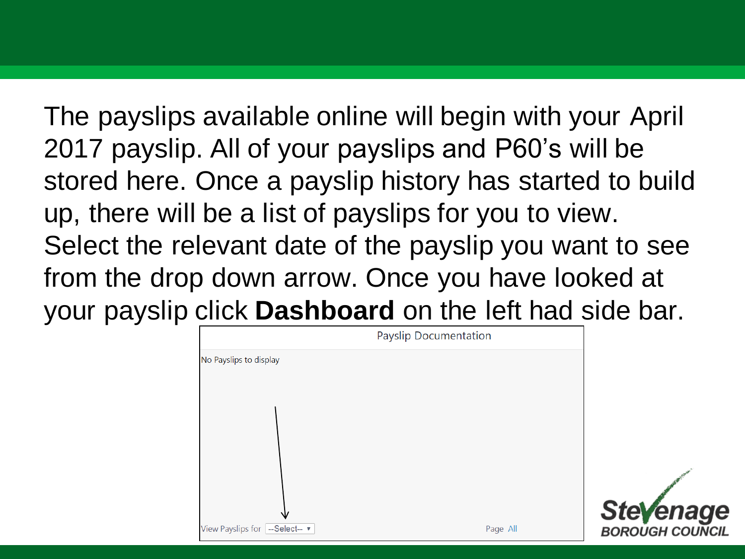The payslips available online will begin with your April 2017 payslip. All of your payslips and P60's will be stored here. Once a payslip history has started to build up, there will be a list of payslips for you to view. Select the relevant date of the payslip you want to see from the drop down arrow. Once you have looked at your payslip click **Dashboard** on the left had side bar.

Payslip Documentation

No Payslips to display

View Payslips for --Select--

Page All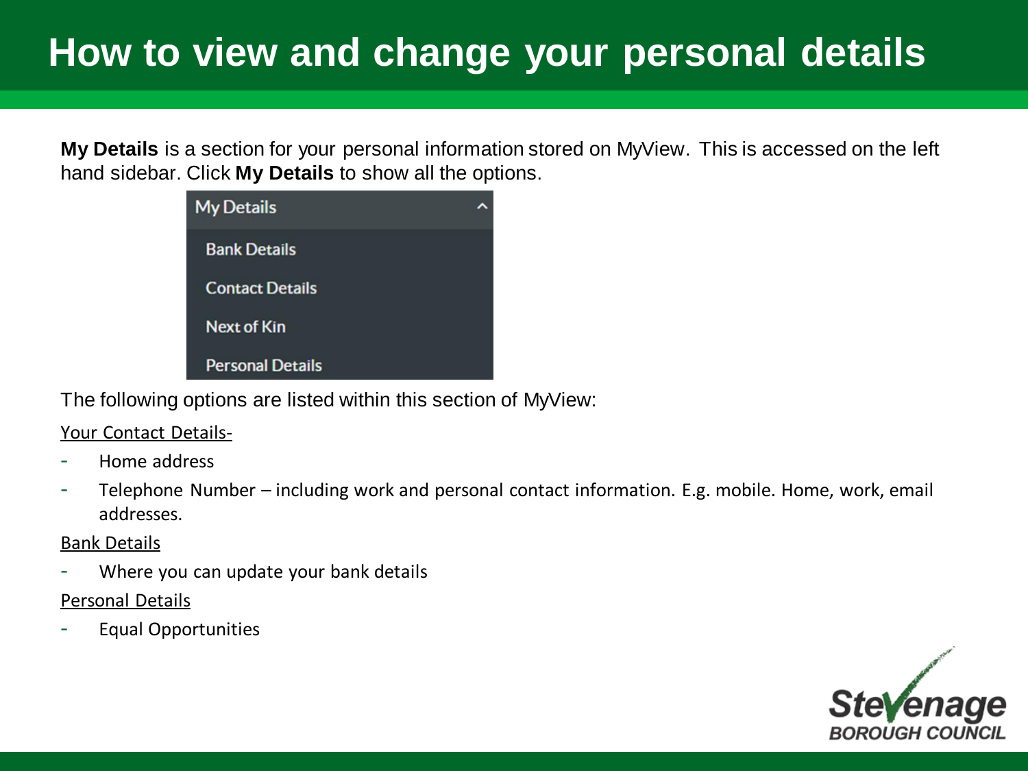# How to view and change your personal details

**My Details** is a section for your personal information stored on MyView. This is accessed on the left hand sidebar. Click **My Details** to show all the options.

My Details
- Bank Details
- Contact Details
- Next of Kin
- Personal Details

The following options are listed within this section of MyView:

Your Contact Details-

- Home address
- Telephone Number – including work and personal contact information. E.g. mobile. Home, work, email addresses.

Bank Details

- Where you can update your bank details

Personal Details

- Equal Opportunities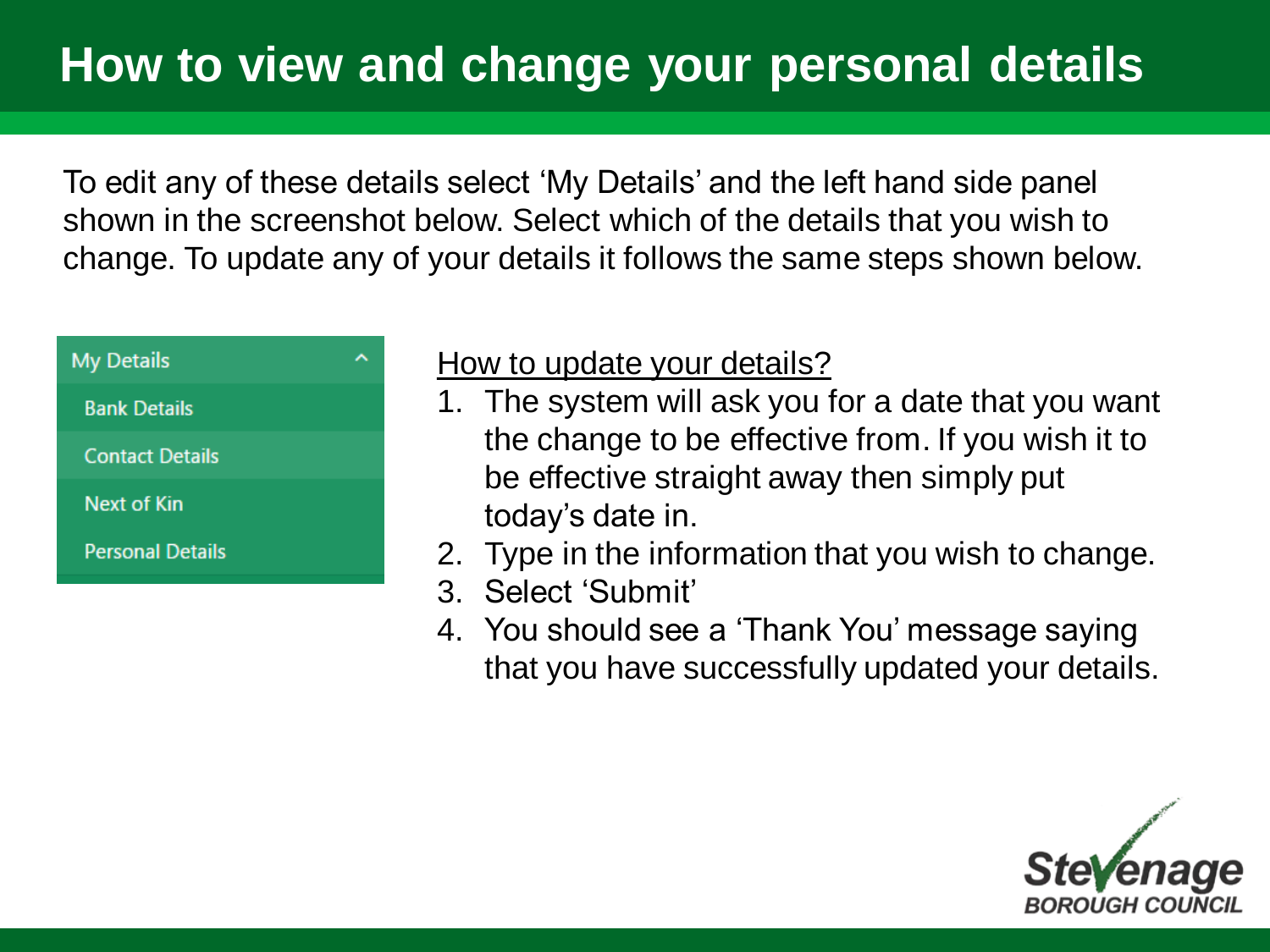# How to view and change your personal details

To edit any of these details select 'My Details' and the left hand side panel shown in the screenshot below. Select which of the details that you wish to change. To update any of your details it follows the same steps shown below.

- My Details
  - Bank Details
  - Contact Details
  - Next of Kin
  - Personal Details

<u>How to update your details?</u>

1. The system will ask you for a date that you want the change to be effective from. If you wish it to be effective straight away then simply put today's date in.
2. Type in the information that you wish to change.
3. Select 'Submit'
4. You should see a 'Thank You' message saying that you have successfully updated your details.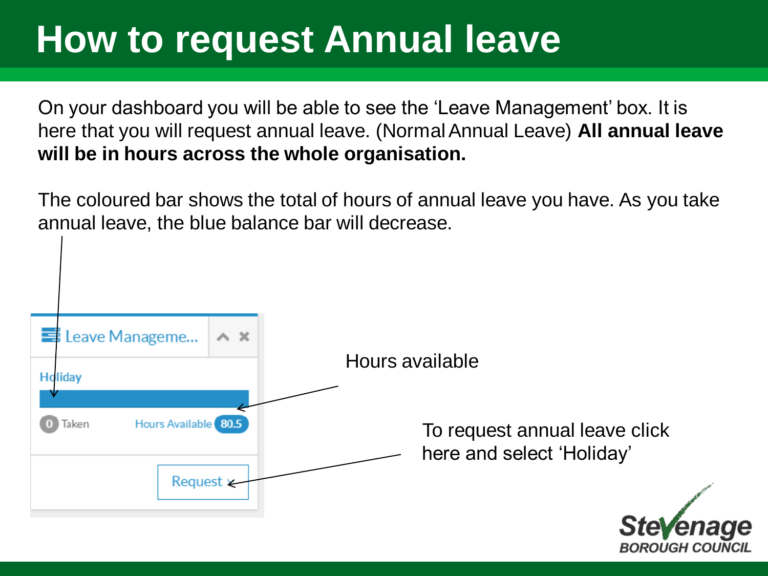# How to request Annual leave

On your dashboard you will be able to see the 'Leave Management' box. It is here that you will request annual leave. (Normal Annual Leave) **All annual leave will be in hours across the whole organisation.**

The coloured bar shows the total of hours of annual leave you have. As you take annual leave, the blue balance bar will decrease.

Leave Manageme...

Holiday

0 Taken  Hours Available 80.5

Request

Hours available

To request annual leave click here and select 'Holiday'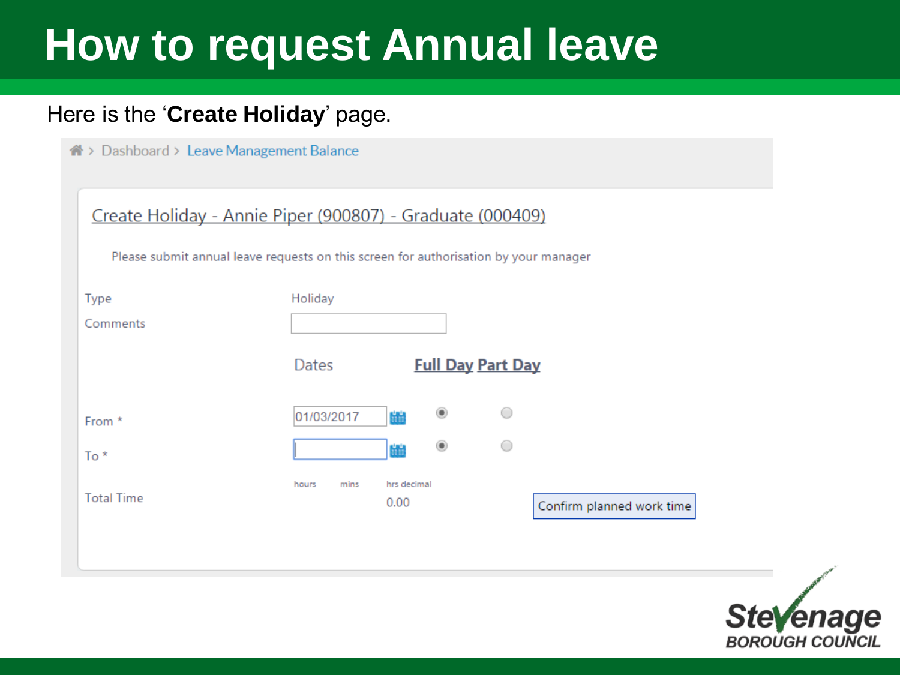# How to request Annual leave

Here is the '**Create Holiday**' page.

Dashboard > Leave Management Balance

Create Holiday - Annie Piper (900807) - Graduate (000409)

Please submit annual leave requests on this screen for authorisation by your manager

| | | | |
|---|---|---|---|
| Type | Holiday | | |
| Comments | | | |
| | Dates | Full Day | Part Day |
| From * | 01/03/2017 | ◉ | ○ |
| To * | | ◉ | ○ |
| Total Time | hours / mins / hrs decimal 0.00 | | |

Confirm planned work time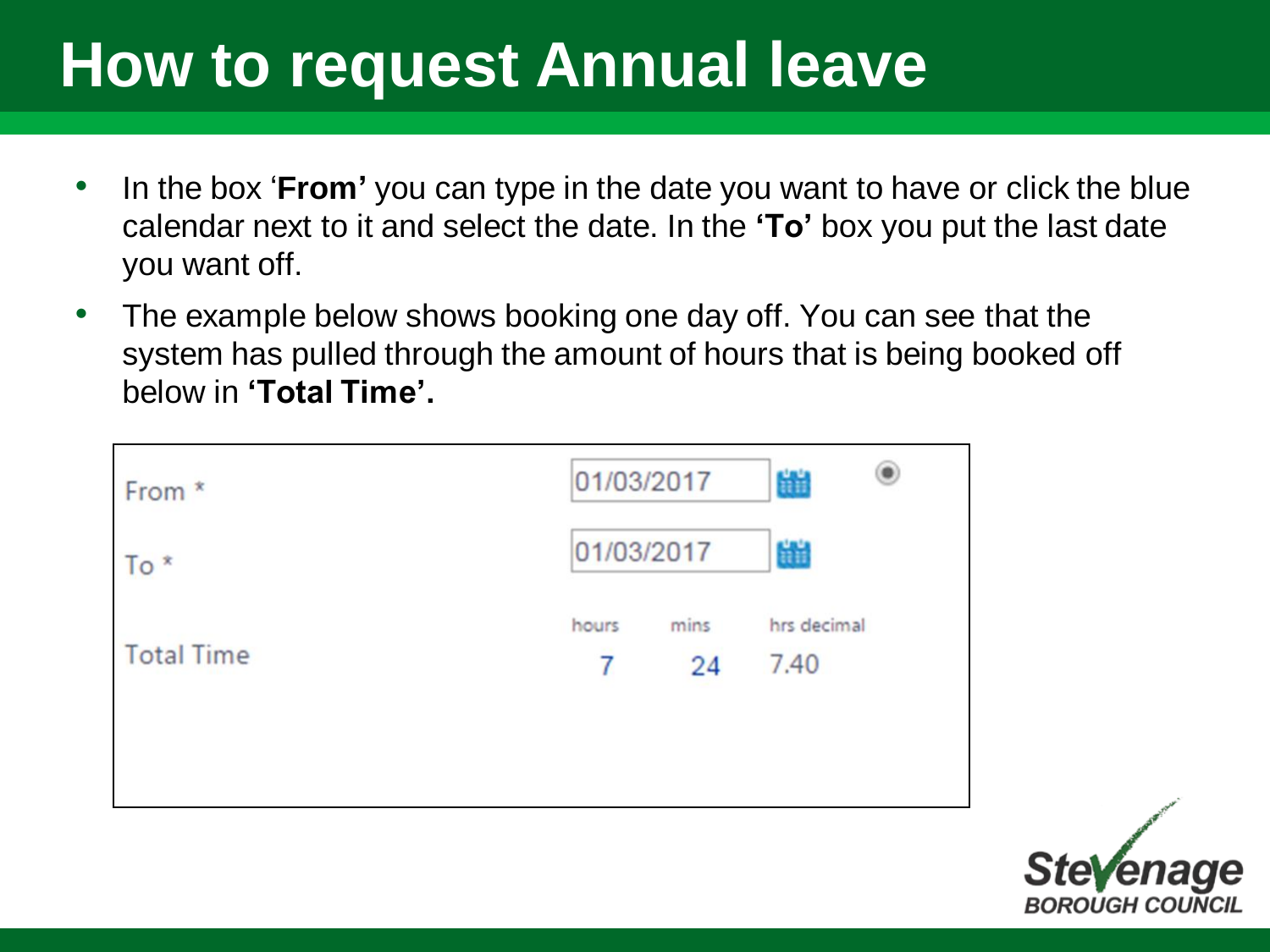# How to request Annual leave

- In the box '**From'** you can type in the date you want to have or click the blue calendar next to it and select the date. In the **'To'** box you put the last date you want off.
- The example below shows booking one day off. You can see that the system has pulled through the amount of hours that is being booked off below in **'Total Time'.**

| | | | |
|---|---|---|---|
| From * | 01/03/2017 | | |
| To * | 01/03/2017 | | |
| | hours | mins | hrs decimal |
| Total Time | 7 | 24 | 7.40 |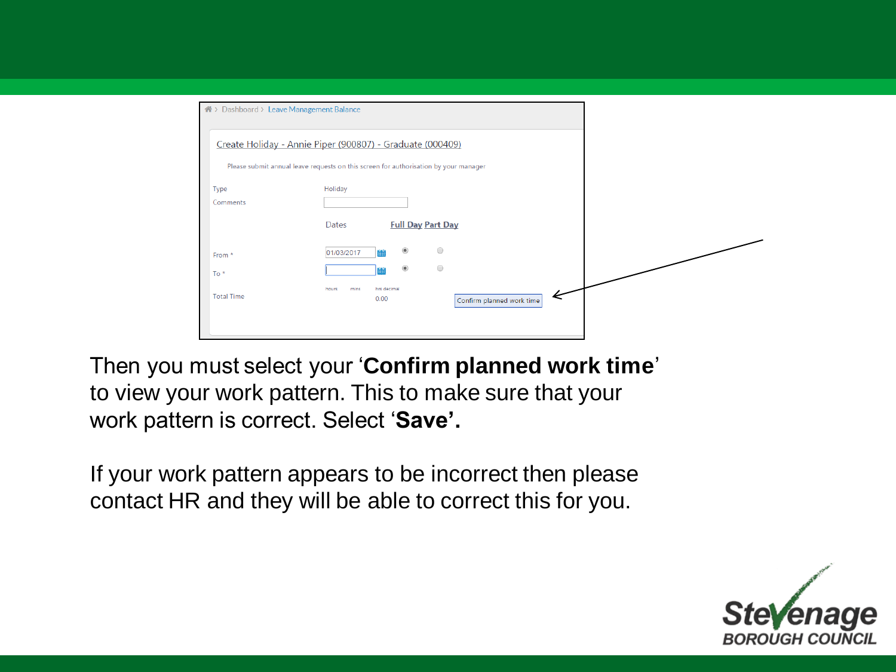Dashboard > Leave Management Balance

Create Holiday - Annie Piper (900807) - Graduate (000409)

Please submit annual leave requests on this screen for authorisation by your manager

Type: Holiday

Comments:

Dates | Full Day | Part Day

From *: 01/03/2017

To *:

Total Time: hours | mins | hrs decimal 0.00

Confirm planned work time

Then you must select your ‘**Confirm planned work time**’ to view your work pattern. This to make sure that your work pattern is correct. Select ‘**Save’.**

If your work pattern appears to be incorrect then please contact HR and they will be able to correct this for you.

Stevenage BOROUGH COUNCIL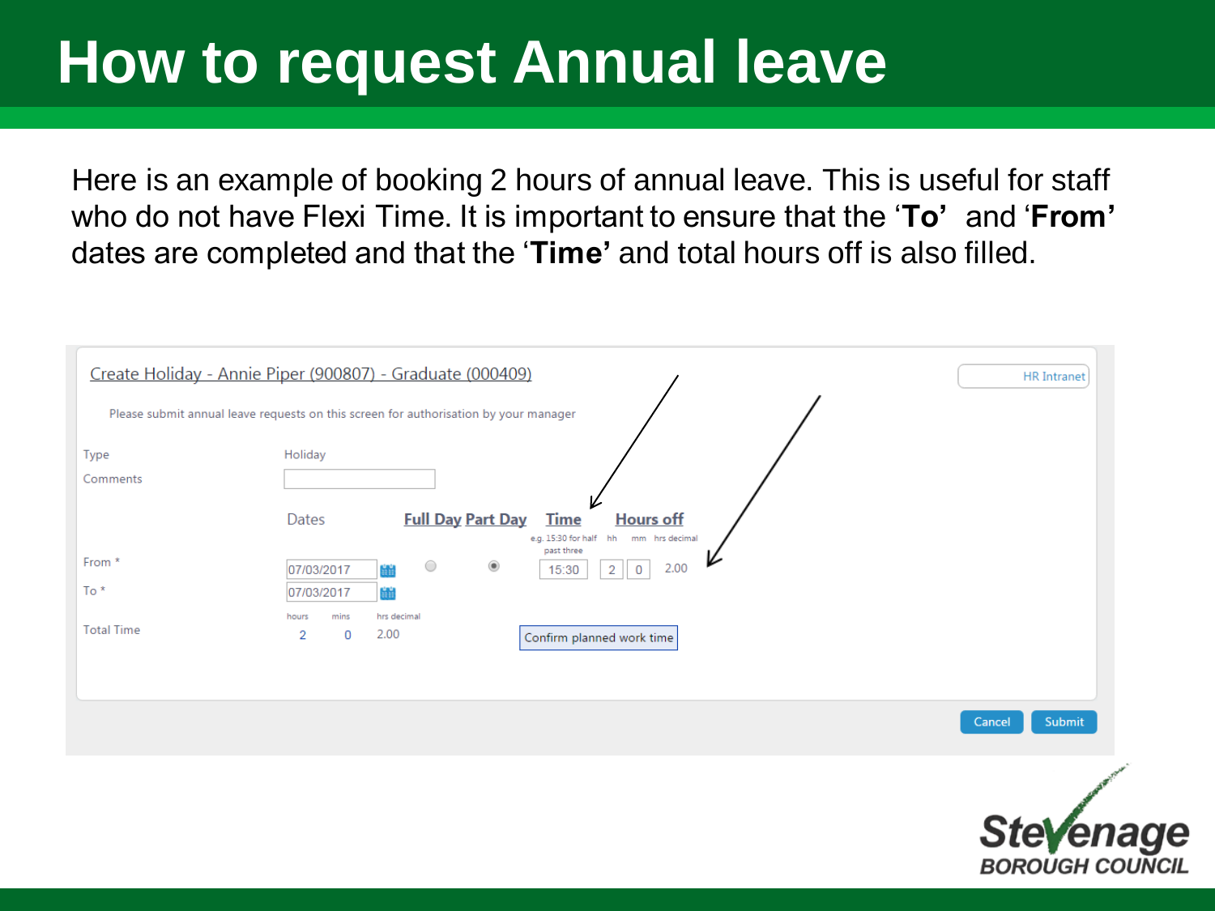# How to request Annual leave

Here is an example of booking 2 hours of annual leave. This is useful for staff who do not have Flexi Time. It is important to ensure that the '**To'** and '**From'** dates are completed and that the '**Time'** and total hours off is also filled.

Create Holiday - Annie Piper (900807) - Graduate (000409)

HR Intranet

Please submit annual leave requests on this screen for authorisation by your manager

| | Dates | Full Day | Part Day | Time | Hours off (hh) | (mm) | (hrs decimal) |
|---|---|---|---|---|---|---|---|
| Type | Holiday | | | | | | |
| Comments | | | | | | | |
| From * | 07/03/2017 | ○ | ◉ | 15:30 | 2 | 0 | 2.00 |
| To * | 07/03/2017 | | | | | | |

e.g. 15:30 for half past three

| | hours | mins | hrs decimal |
|---|---|---|---|
| Total Time | 2 | 0 | 2.00 |

Confirm planned work time

Cancel | Submit

Stevenage BOROUGH COUNCIL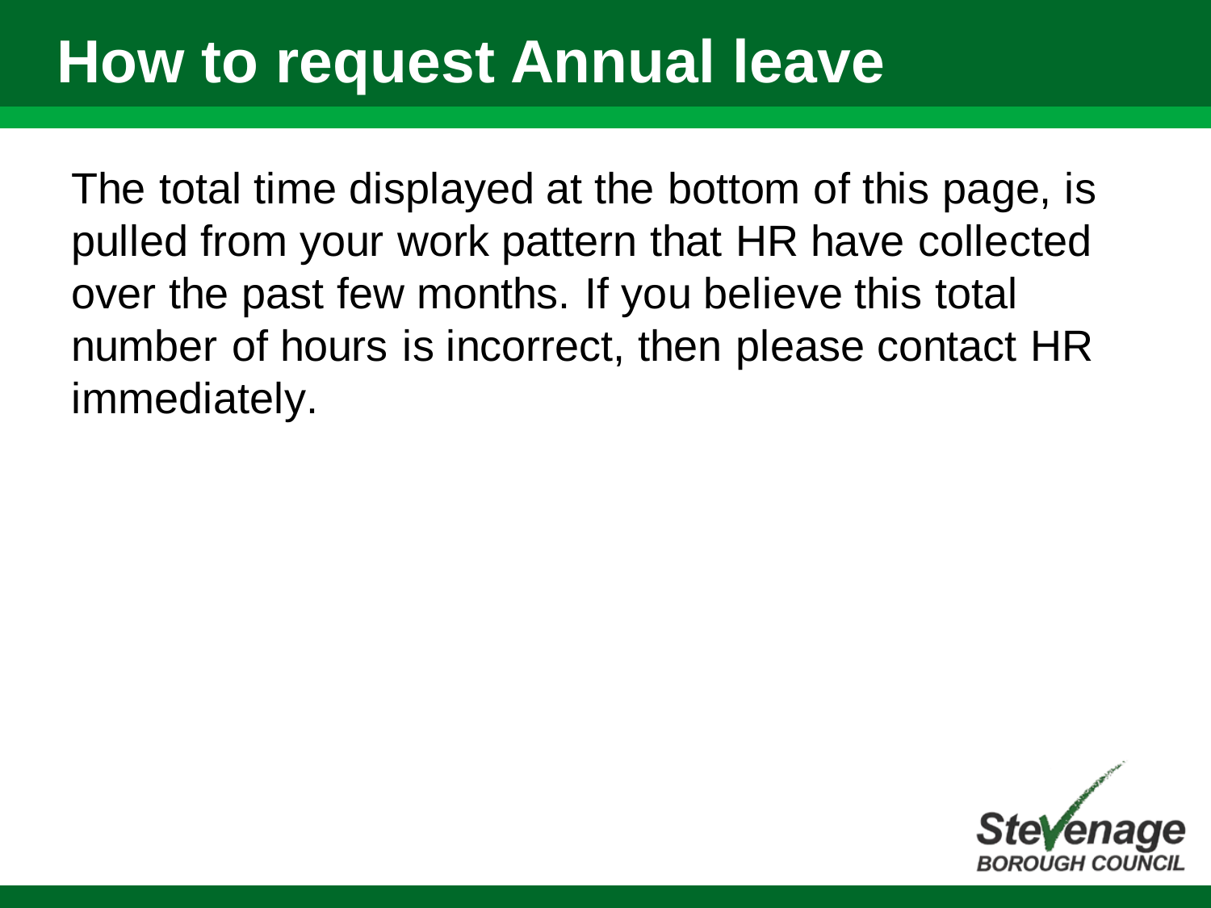# How to request Annual leave

The total time displayed at the bottom of this page, is pulled from your work pattern that HR have collected over the past few months. If you believe this total number of hours is incorrect, then please contact HR immediately.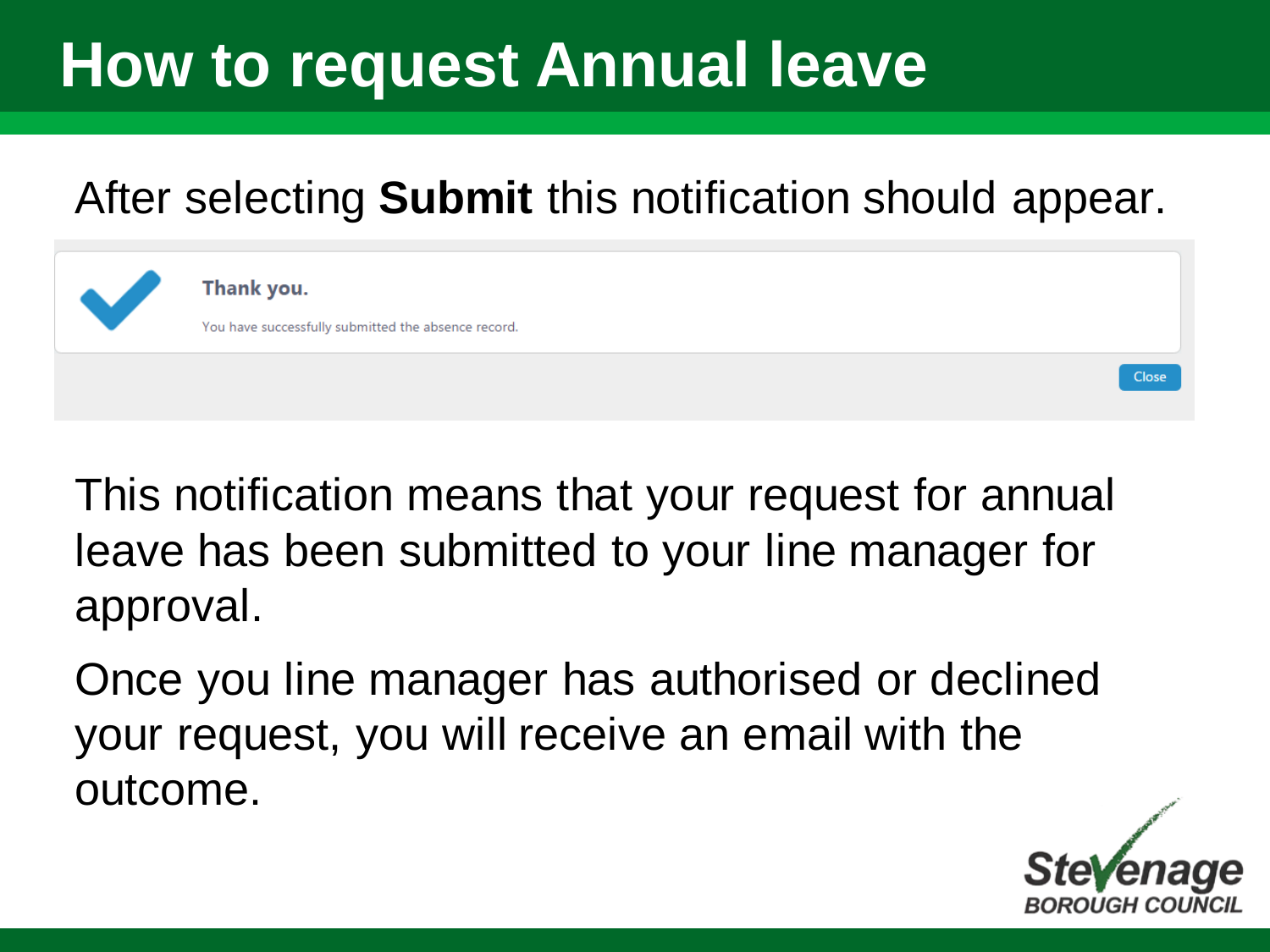# How to request Annual leave

After selecting **Submit** this notification should appear.

**Thank you.**

You have successfully submitted the absence record.

Close

This notification means that your request for annual leave has been submitted to your line manager for approval.

Once you line manager has authorised or declined your request, you will receive an email with the outcome.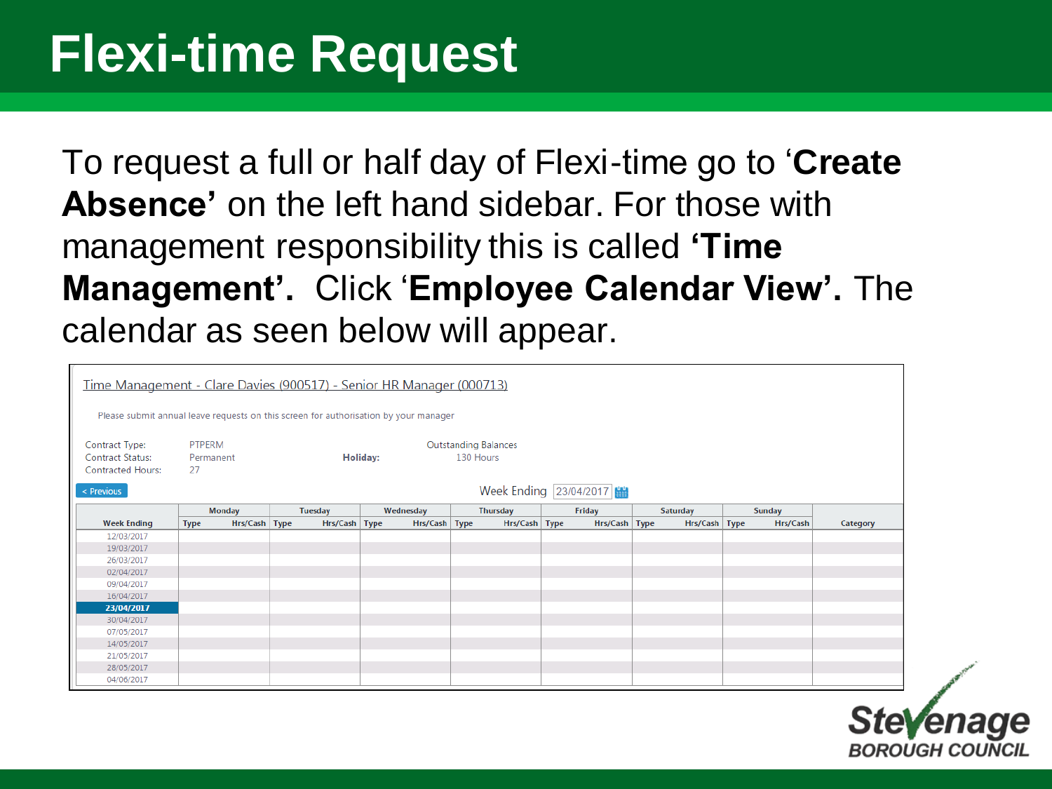# Flexi-time Request

To request a full or half day of Flexi-time go to '**Create Absence'** on the left hand sidebar. For those with management responsibility this is called **'Time Management'.** Click '**Employee Calendar View'.** The calendar as seen below will appear.

Time Management - Clare Davies (900517) - Senior HR Manager (000713)

Please submit annual leave requests on this screen for authorisation by your manager

Contract Type: PTPERM
Contract Status: Permanent
Contracted Hours: 27

**Holiday:** Outstanding Balances 130 Hours

< Previous

Week Ending 23/04/2017

| Week Ending | Monday | | Tuesday | | Wednesday | | Thursday | | Friday | | Saturday | | Sunday | | Category |
|---|---|---|---|---|---|---|---|---|---|---|---|---|---|---|---|
| | Type | Hrs/Cash | Type | Hrs/Cash | Type | Hrs/Cash | Type | Hrs/Cash | Type | Hrs/Cash | Type | Hrs/Cash | Type | Hrs/Cash | |
| 12/03/2017 | | | | | | | | | | | | | | | |
| 19/03/2017 | | | | | | | | | | | | | | | |
| 26/03/2017 | | | | | | | | | | | | | | | |
| 02/04/2017 | | | | | | | | | | | | | | | |
| 09/04/2017 | | | | | | | | | | | | | | | |
| 16/04/2017 | | | | | | | | | | | | | | | |
| **23/04/2017** | | | | | | | | | | | | | | | |
| 30/04/2017 | | | | | | | | | | | | | | | |
| 07/05/2017 | | | | | | | | | | | | | | | |
| 14/05/2017 | | | | | | | | | | | | | | | |
| 21/05/2017 | | | | | | | | | | | | | | | |
| 28/05/2017 | | | | | | | | | | | | | | | |
| 04/06/2017 | | | | | | | | | | | | | | | |

Stevenage BOROUGH COUNCIL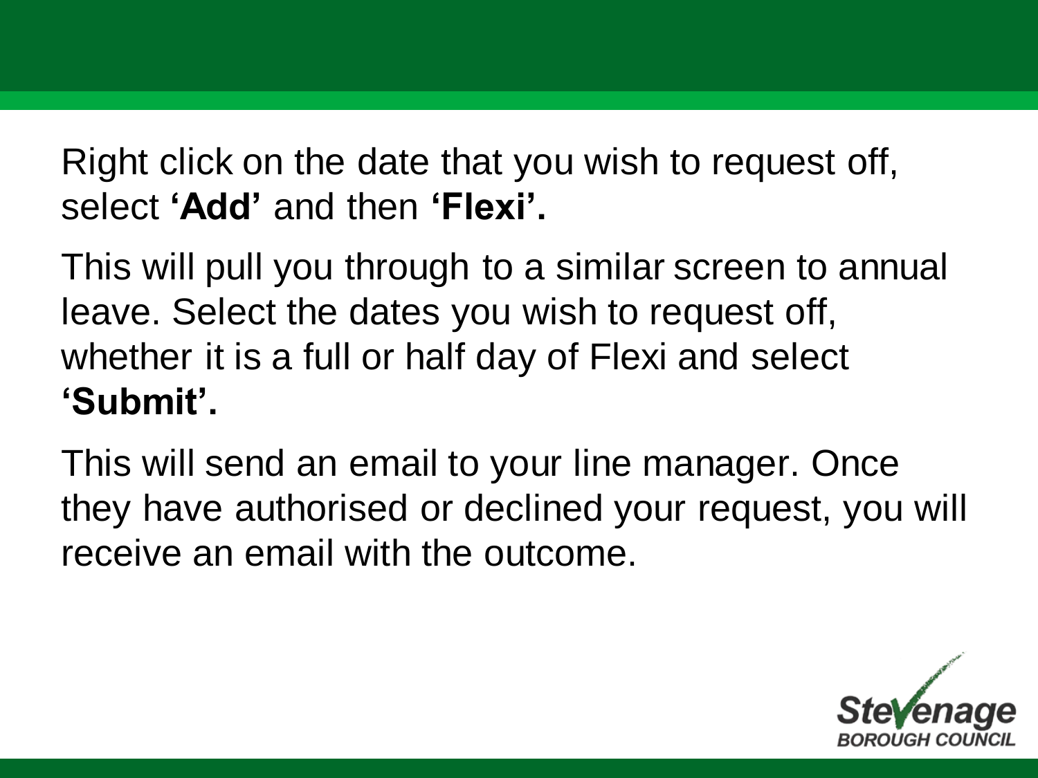Right click on the date that you wish to request off, select **'Add'** and then **'Flexi'.**

This will pull you through to a similar screen to annual leave. Select the dates you wish to request off, whether it is a full or half day of Flexi and select **'Submit'.**

This will send an email to your line manager. Once they have authorised or declined your request, you will receive an email with the outcome.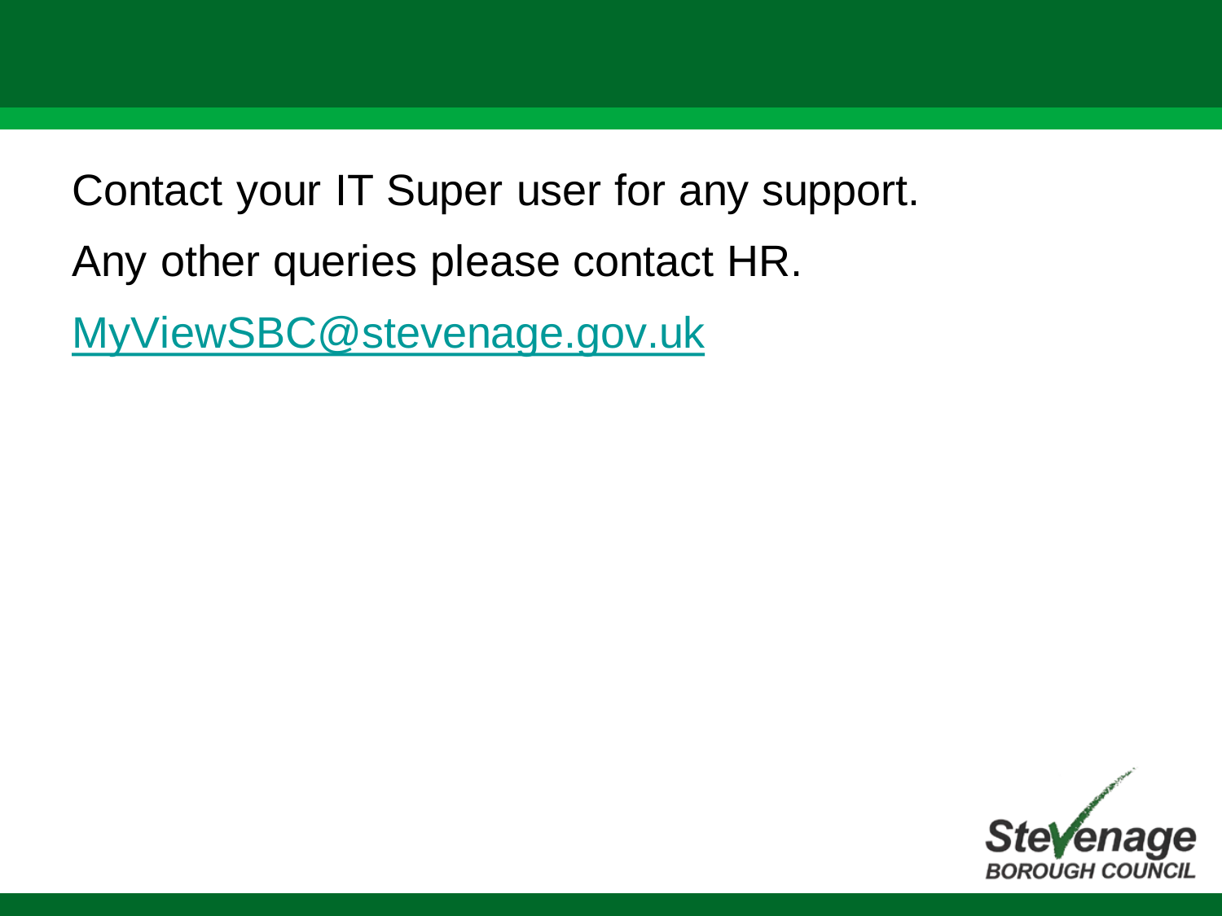Contact your IT Super user for any support.

Any other queries please contact HR.

[MyViewSBC@stevenage.gov.uk](mailto:MyViewSBC@stevenage.gov.uk)

Stevenage BOROUGH COUNCIL